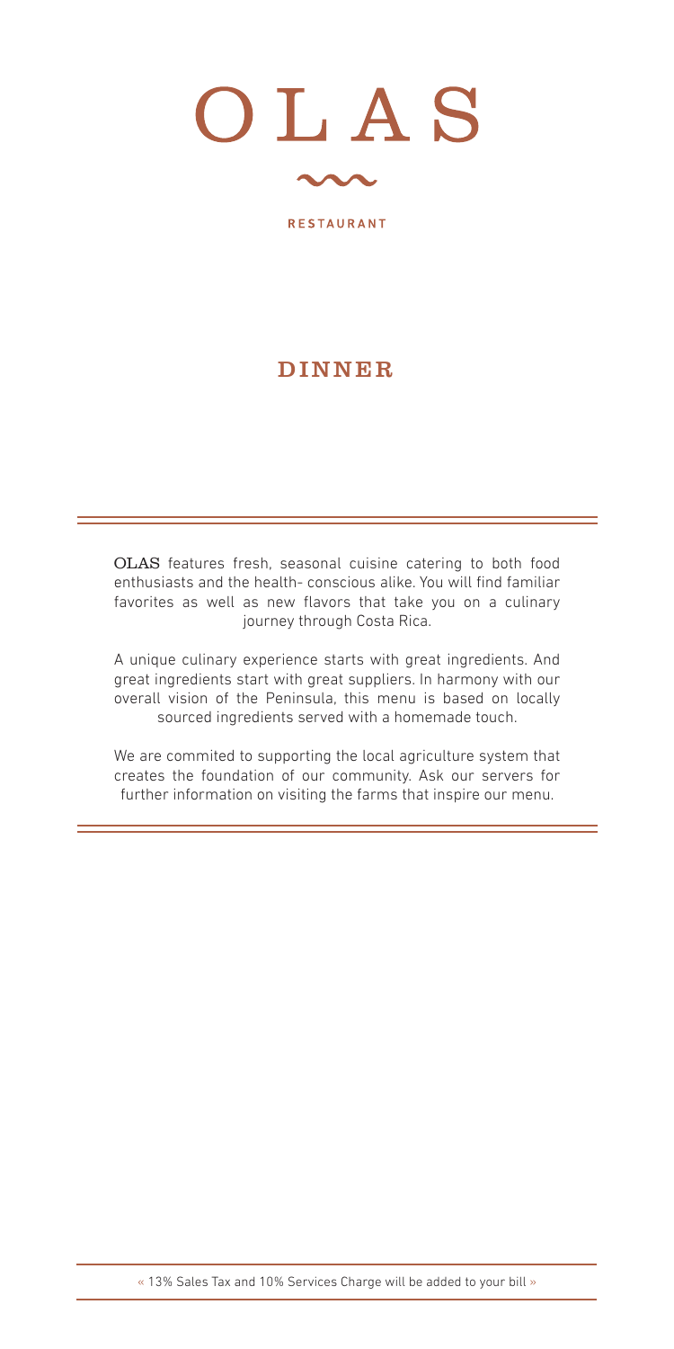# OLAS

RESTAURANT

## DINNER

**OLAS** features fresh, seasonal cuisine catering to both food enthusiasts and the health- conscious alike. You will find familiar favorites as well as new flavors that take you on a culinary journey through Costa Rica.

A unique culinary experience starts with great ingredients. And great ingredients start with great suppliers. In harmony with our overall vision of the Peninsula, this menu is based on locally sourced ingredients served with a homemade touch.

We are commited to supporting the local agriculture system that creates the foundation of our community. Ask our servers for further information on visiting the farms that inspire our menu.

« 13% Sales Tax and 10% Services Charge will be added to your bill »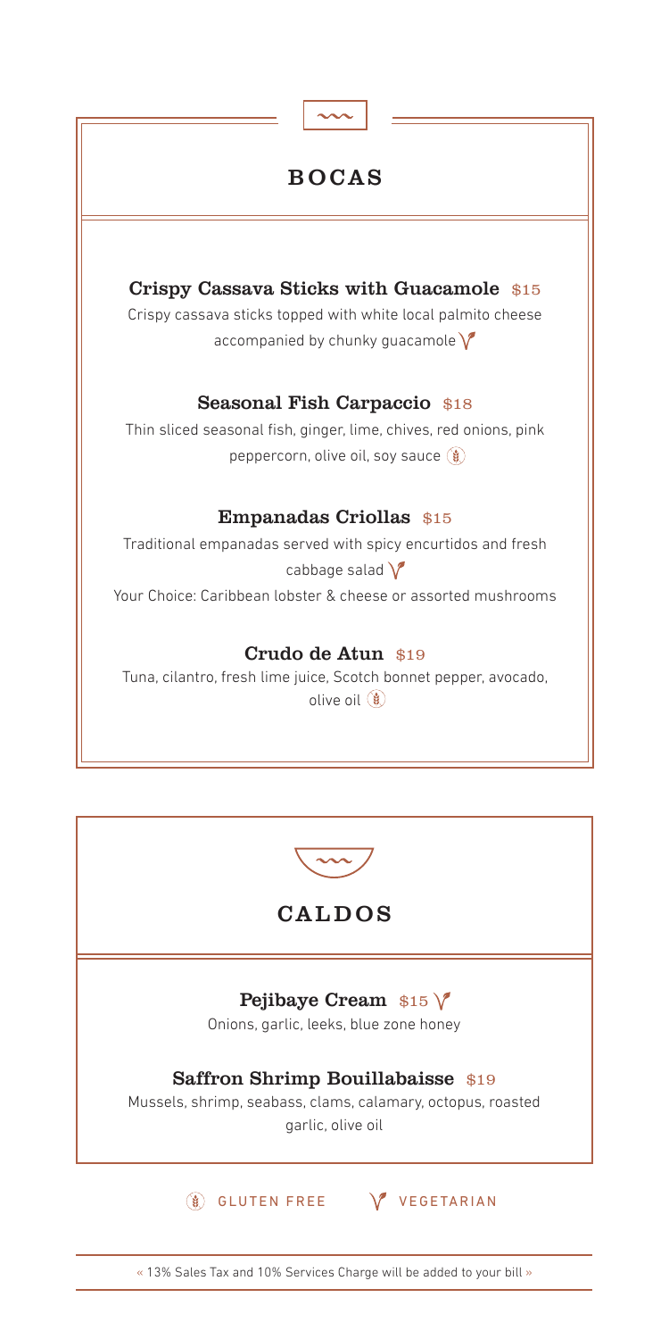## BOCAS

### Crispy Cassava Sticks with Guacamole $15

Crispy cassava sticks topped with white local palmito cheese accompanied by chunky guacamole (V)

### Seasonal Fish Carpaccio $18

Thin sliced seasonal fish, ginger, lime, chives, red onions, pink peppercorn, olive oil, soy sauce (GF)

### Empanadas Criollas $15

Traditional empanadas served with spicy encurtidos and fresh cabbage salad (V)

Your Choice: Caribbean lobster & cheese or assorted mushrooms

### Crudo de Atun $19

Tuna, cilantro, fresh lime juice, Scotch bonnet pepper, avocado, olive oil (GF)

## CALDOS

### Pejibaye Cream $15 (V)

Onions, garlic, leeks, blue zone honey

### Saffron Shrimp Bouillabaisse $19

Mussels, shrimp, seabass, clams, calamary, octopus, roasted garlic, olive oil

(GF) GLUTEN FREE (V) VEGETARIAN

« 13% Sales Tax and 10% Services Charge will be added to your bill »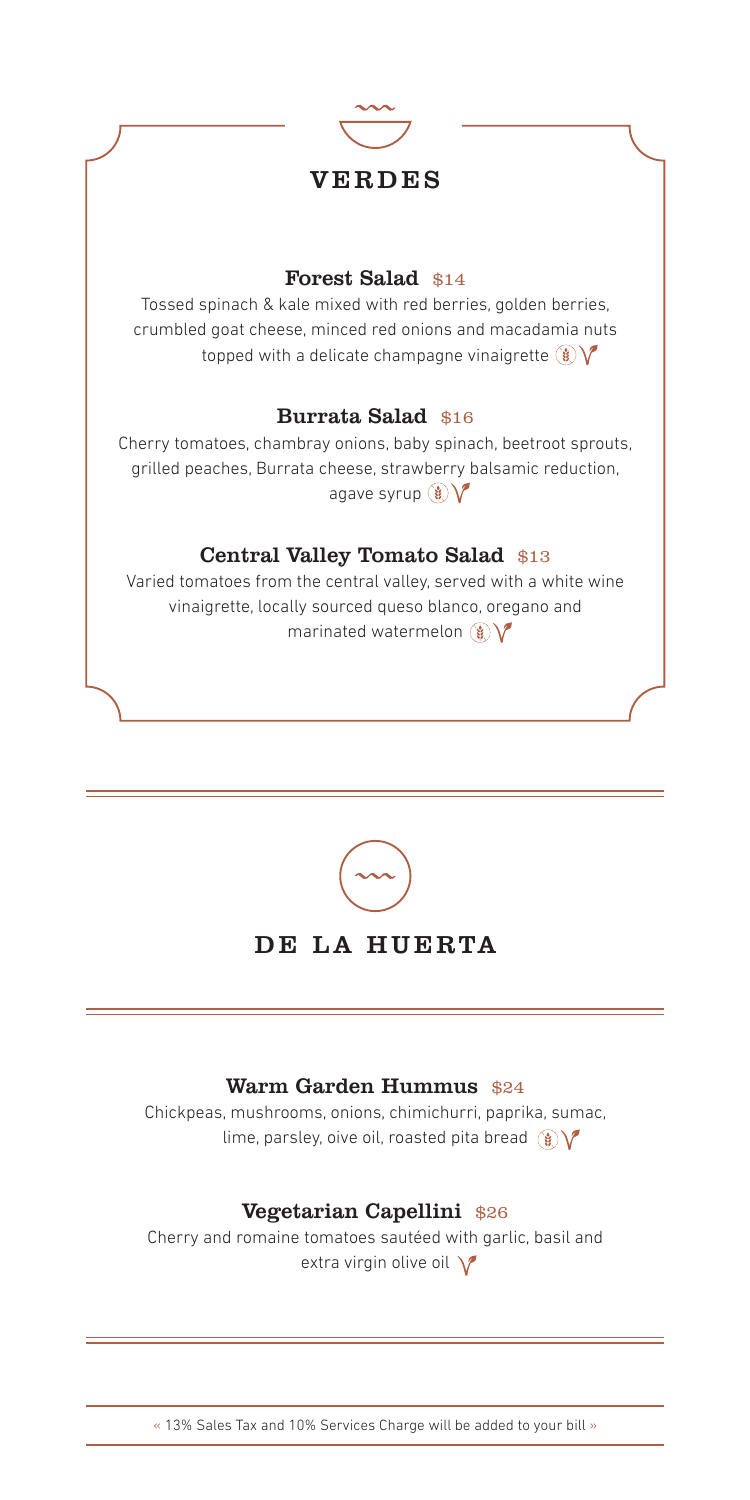## VERDES

### Forest Salad $14

Tossed spinach & kale mixed with red berries, golden berries, crumbled goat cheese, minced red onions and macadamia nuts topped with a delicate champagne vinaigrette

### Burrata Salad $16

Cherry tomatoes, chambray onions, baby spinach, beetroot sprouts, grilled peaches, Burrata cheese, strawberry balsamic reduction, agave syrup

### Central Valley Tomato Salad $13

Varied tomatoes from the central valley, served with a white wine vinaigrette, locally sourced queso blanco, oregano and marinated watermelon

## DE LA HUERTA

### Warm Garden Hummus $24

Chickpeas, mushrooms, onions, chimichurri, paprika, sumac, lime, parsley, oive oil, roasted pita bread

### Vegetarian Capellini $26

Cherry and romaine tomatoes sautéed with garlic, basil and extra virgin olive oil

« 13% Sales Tax and 10% Services Charge will be added to your bill »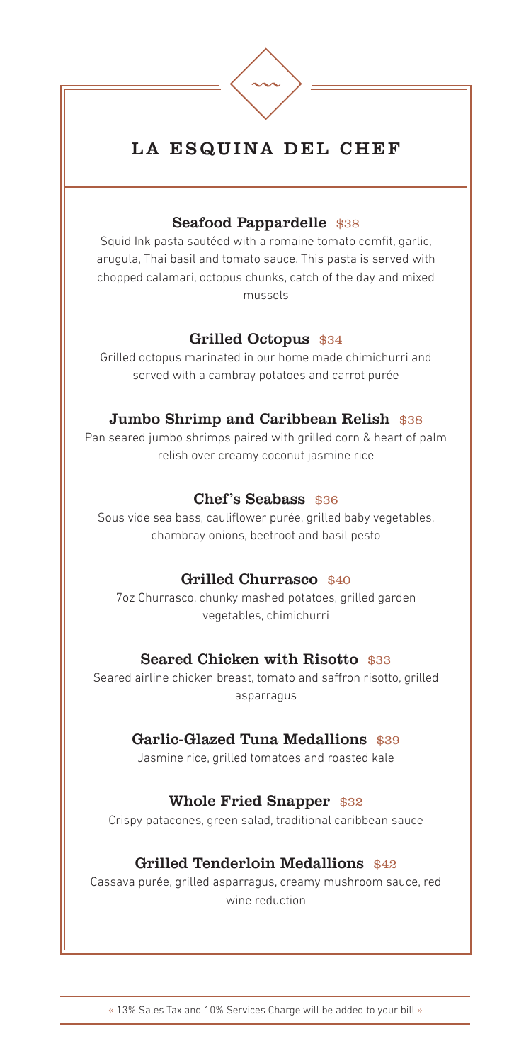# LA ESQUINA DEL CHEF

### Seafood Pappardelle $38

Squid Ink pasta sautéed with a romaine tomato comfit, garlic, arugula, Thai basil and tomato sauce. This pasta is served with chopped calamari, octopus chunks, catch of the day and mixed mussels

### Grilled Octopus $34

Grilled octopus marinated in our home made chimichurri and served with a cambray potatoes and carrot purée

### Jumbo Shrimp and Caribbean Relish $38

Pan seared jumbo shrimps paired with grilled corn & heart of palm relish over creamy coconut jasmine rice

### Chef's Seabass $36

Sous vide sea bass, cauliflower purée, grilled baby vegetables, chambray onions, beetroot and basil pesto

### Grilled Churrasco $40

7oz Churrasco, chunky mashed potatoes, grilled garden vegetables, chimichurri

### Seared Chicken with Risotto $33

Seared airline chicken breast, tomato and saffron risotto, grilled asparragus

### Garlic-Glazed Tuna Medallions $39

Jasmine rice, grilled tomatoes and roasted kale

### Whole Fried Snapper $32

Crispy patacones, green salad, traditional caribbean sauce

### Grilled Tenderloin Medallions $42

Cassava purée, grilled asparragus, creamy mushroom sauce, red wine reduction

« 13% Sales Tax and 10% Services Charge will be added to your bill »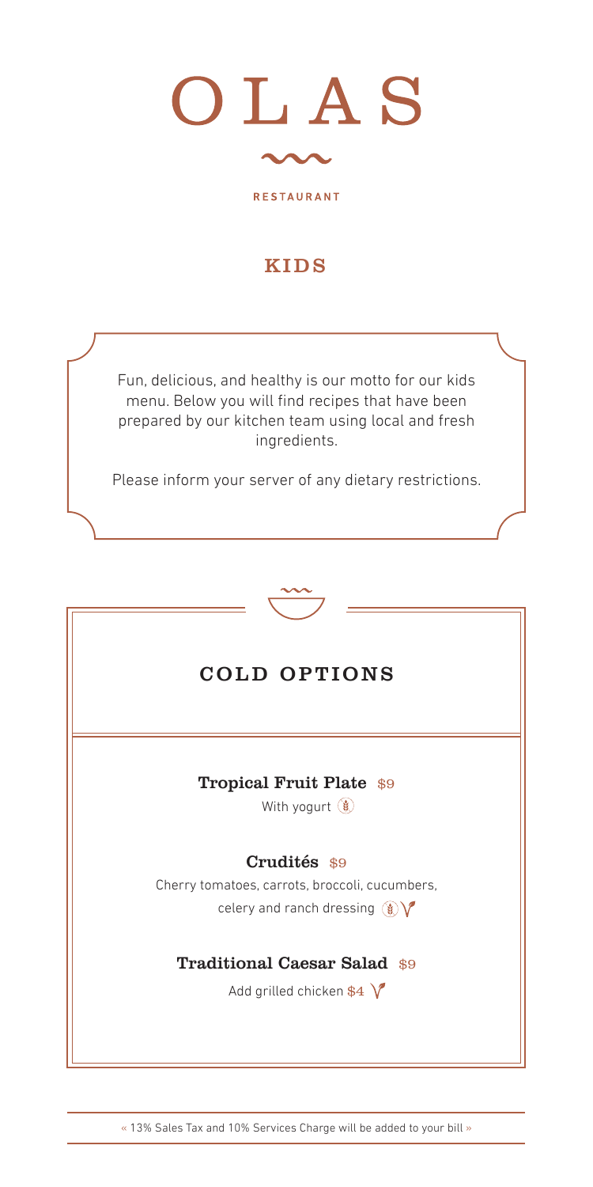# OLAS

RESTAURANT

## KIDS

Fun, delicious, and healthy is our motto for our kids menu. Below you will find recipes that have been prepared by our kitchen team using local and fresh ingredients.

Please inform your server of any dietary restrictions.

## COLD OPTIONS

**Tropical Fruit Plate** $9

With yogurt

**Crudités** $9

Cherry tomatoes, carrots, broccoli, cucumbers, celery and ranch dressing

**Traditional Caesar Salad** $9

Add grilled chicken $4

« 13% Sales Tax and 10% Services Charge will be added to your bill »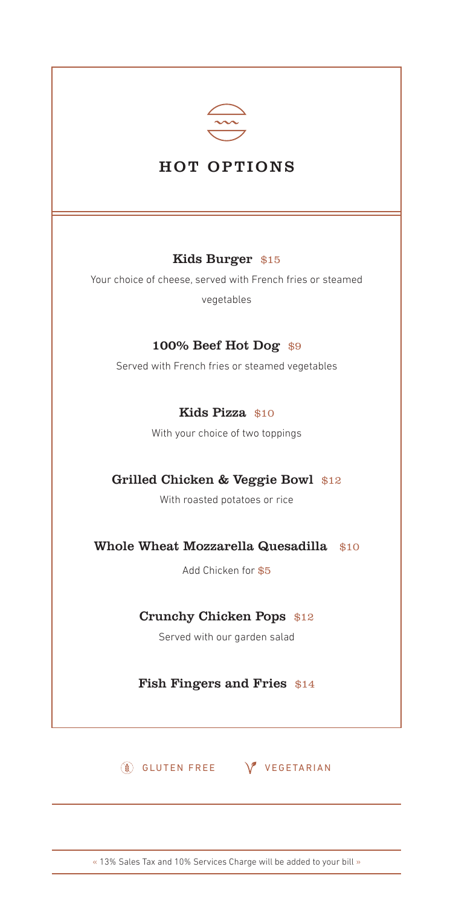# HOT OPTIONS

### Kids Burger $15

Your choice of cheese, served with French fries or steamed vegetables

### 100% Beef Hot Dog $9

Served with French fries or steamed vegetables

### Kids Pizza $10

With your choice of two toppings

### Grilled Chicken & Veggie Bowl $12

With roasted potatoes or rice

### Whole Wheat Mozzarella Quesadilla $10

Add Chicken for $5

### Crunchy Chicken Pops $12

Served with our garden salad

### Fish Fingers and Fries $14

GLUTEN FREE VEGETARIAN

« 13% Sales Tax and 10% Services Charge will be added to your bill »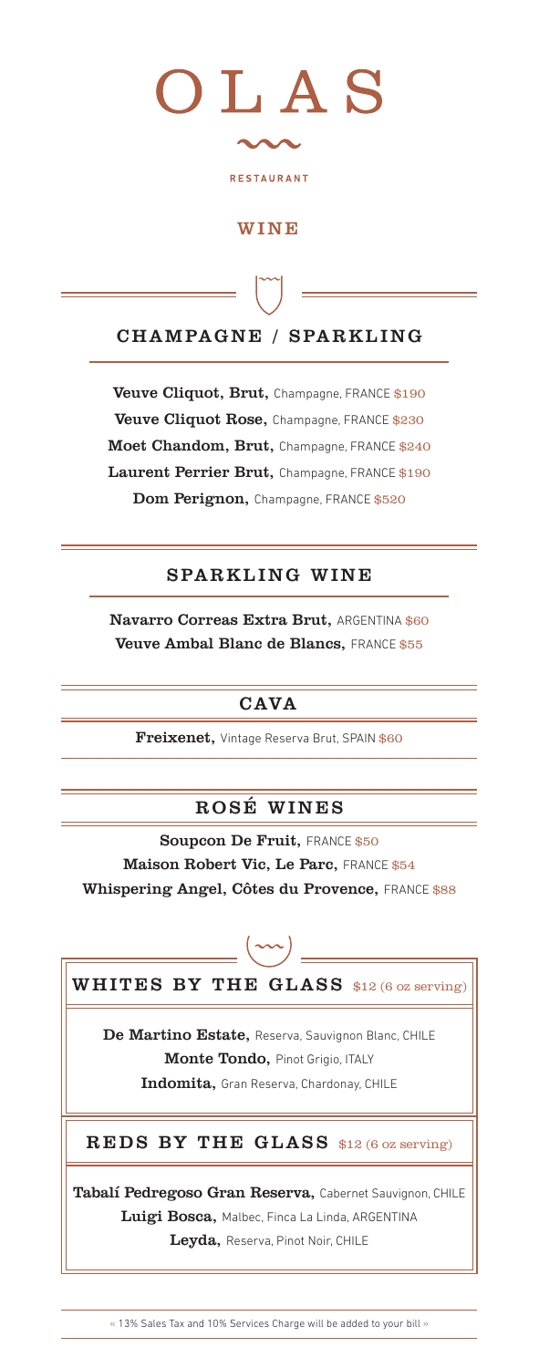# OLAS

RESTAURANT

## WINE

### CHAMPAGNE / SPARKLING

**Veuve Cliquot, Brut,** Champagne, FRANCE $190

**Veuve Cliquot Rose,** Champagne, FRANCE $230

**Moet Chandom, Brut,** Champagne, FRANCE $240

**Laurent Perrier Brut,** Champagne, FRANCE $190

**Dom Perignon,** Champagne, FRANCE $520

### SPARKLING WINE

**Navarro Correas Extra Brut,** ARGENTINA $60

**Veuve Ambal Blanc de Blancs,** FRANCE $55

### CAVA

**Freixenet,** Vintage Reserva Brut, SPAIN $60

### ROSÉ WINES

**Soupcon De Fruit,** FRANCE $50

**Maison Robert Vic, Le Parc,** FRANCE $54

**Whispering Angel, Côtes du Provence,** FRANCE $88

### WHITES BY THE GLASS $12 (6 oz serving)

**De Martino Estate,** Reserva, Sauvignon Blanc, CHILE

**Monte Tondo,** Pinot Grigio, ITALY

**Indomita,** Gran Reserva, Chardonay, CHILE

### REDS BY THE GLASS $12 (6 oz serving)

**Tabalí Pedregoso Gran Reserva,** Cabernet Sauvignon, CHILE

**Luigi Bosca,** Malbec, Finca La Linda, ARGENTINA

**Leyda,** Reserva, Pinot Noir, CHILE

« 13% Sales Tax and 10% Services Charge will be added to your bill »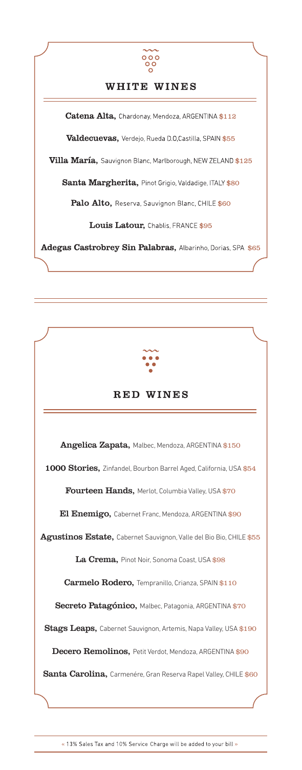## WHITE WINES

**Catena Alta,** Chardonay, Mendoza, ARGENTINA $112

**Valdecuevas,** Verdejo, Rueda D.O,Castilla, SPAIN $55

**Villa María,** Sauvignon Blanc, Marlborough, NEW ZELAND $125

**Santa Margherita,** Pinot Grigio, Valdadige, ITALY $80

**Palo Alto,** Reserva, Sauvignon Blanc, CHILE $60

**Louis Latour,** Chablis, FRANCE $95

**Adegas Castrobrey Sin Palabras,** Albarinho, Dorias, SPA $65

## RED WINES

**Angelica Zapata,** Malbec, Mendoza, ARGENTINA $150

**1000 Stories,** Zinfandel, Bourbon Barrel Aged, California, USA $54

**Fourteen Hands,** Merlot, Columbia Valley, USA $70

**El Enemigo,** Cabernet Franc, Mendoza, ARGENTINA $90

**Agustinos Estate,** Cabernet Sauvignon, Valle del Bio Bio, CHILE $55

**La Crema,** Pinot Noir, Sonoma Coast, USA $98

**Carmelo Rodero,** Tempranillo, Crianza, SPAIN $110

**Secreto Patagónico,** Malbec, Patagonia, ARGENTINA $70

**Stags Leaps,** Cabernet Sauvignon, Artemis, Napa Valley, USA $190

**Decero Remolinos,** Petit Verdot, Mendoza, ARGENTINA $90

**Santa Carolina,** Carmenére, Gran Reserva Rapel Valley, CHILE $60

« 13% Sales Tax and 10% Service Charge will be added to your bill »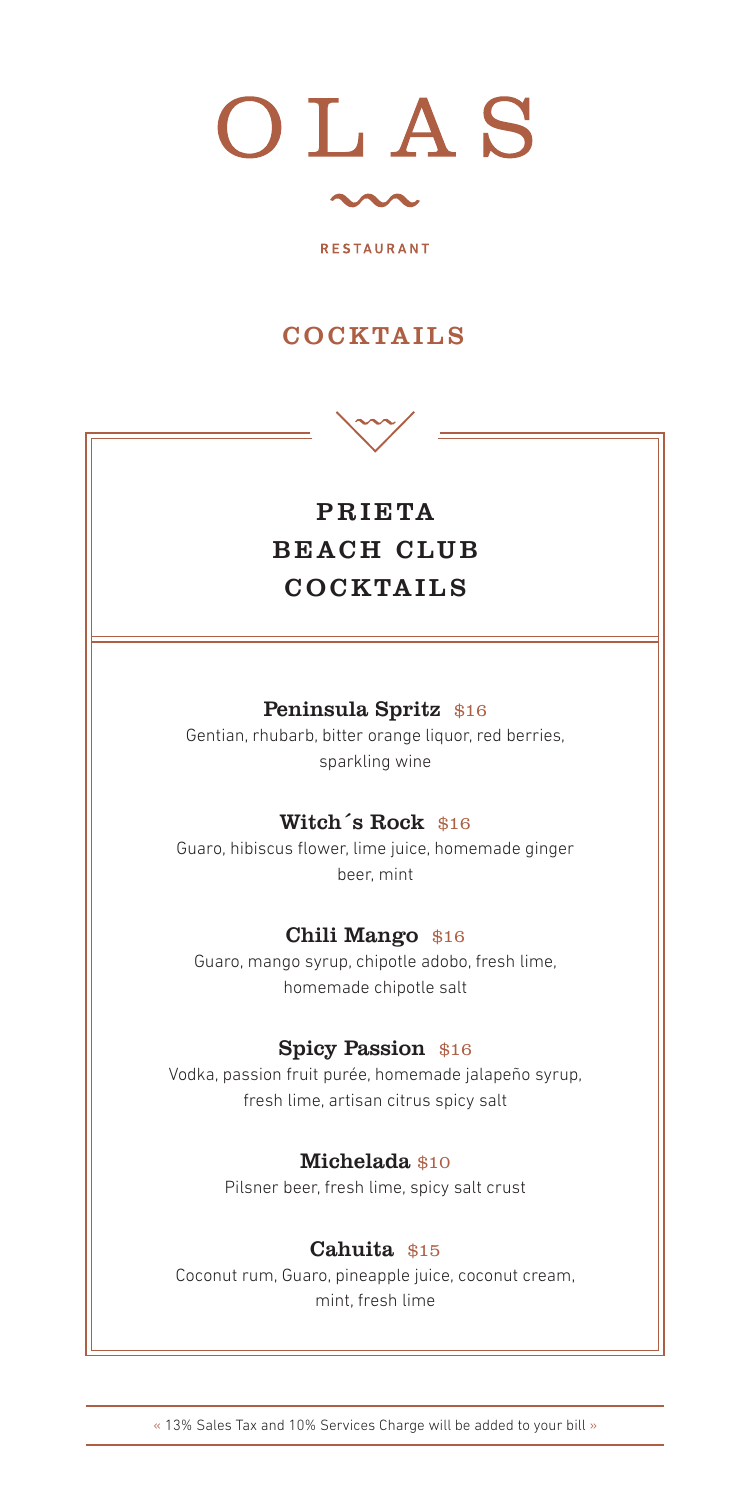# OLAS

RESTAURANT

## COCKTAILS

### PRIETA BEACH CLUB COCKTAILS

**Peninsula Spritz** $16

Gentian, rhubarb, bitter orange liquor, red berries, sparkling wine

**Witch´s Rock** $16

Guaro, hibiscus flower, lime juice, homemade ginger beer, mint

**Chili Mango** $16

Guaro, mango syrup, chipotle adobo, fresh lime, homemade chipotle salt

**Spicy Passion** $16

Vodka, passion fruit purée, homemade jalapeño syrup, fresh lime, artisan citrus spicy salt

**Michelada** $10

Pilsner beer, fresh lime, spicy salt crust

**Cahuita** $15

Coconut rum, Guaro, pineapple juice, coconut cream, mint, fresh lime

« 13% Sales Tax and 10% Services Charge will be added to your bill »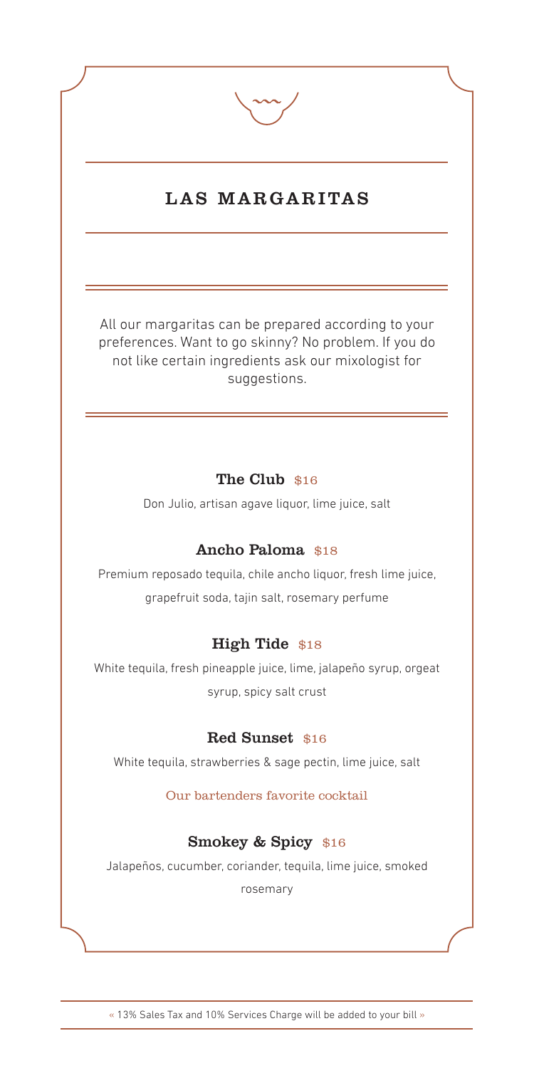## LAS MARGARITAS

All our margaritas can be prepared according to your preferences. Want to go skinny? No problem. If you do not like certain ingredients ask our mixologist for suggestions.

**The Club** $16

Don Julio, artisan agave liquor, lime juice, salt

**Ancho Paloma** $18

Premium reposado tequila, chile ancho liquor, fresh lime juice, grapefruit soda, tajin salt, rosemary perfume

**High Tide** $18

White tequila, fresh pineapple juice, lime, jalapeño syrup, orgeat syrup, spicy salt crust

**Red Sunset** $16

White tequila, strawberries & sage pectin, lime juice, salt

Our bartenders favorite cocktail

**Smokey & Spicy** $16

Jalapeños, cucumber, coriander, tequila, lime juice, smoked rosemary

« 13% Sales Tax and 10% Services Charge will be added to your bill »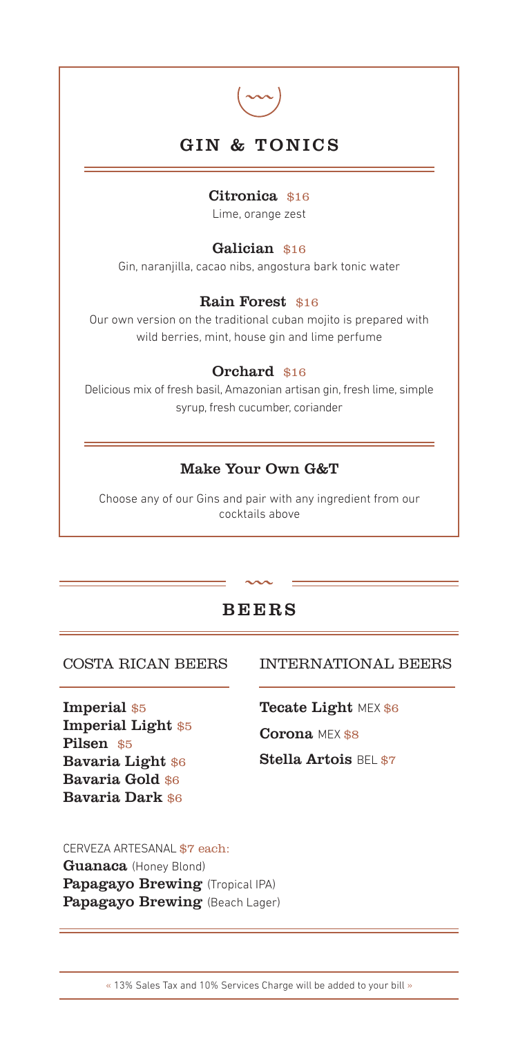## GIN & TONICS

**Citronica** $16
Lime, orange zest

**Galician** $16
Gin, naranjilla, cacao nibs, angostura bark tonic water

**Rain Forest** $16
Our own version on the traditional cuban mojito is prepared with wild berries, mint, house gin and lime perfume

**Orchard** $16
Delicious mix of fresh basil, Amazonian artisan gin, fresh lime, simple syrup, fresh cucumber, coriander

### Make Your Own G&T

Choose any of our Gins and pair with any ingredient from our cocktails above

## BEERS

### COSTA RICAN BEERS

**Imperial** $5
**Imperial Light** $5
**Pilsen** $5
**Bavaria Light** $6
**Bavaria Gold** $6
**Bavaria Dark** $6

### INTERNATIONAL BEERS

**Tecate Light** MEX $6
**Corona** MEX $8
**Stella Artois** BEL $7

CERVEZA ARTESANAL $7 each:
**Guanaca** (Honey Blond)
**Papagayo Brewing** (Tropical IPA)
**Papagayo Brewing** (Beach Lager)

« 13% Sales Tax and 10% Services Charge will be added to your bill »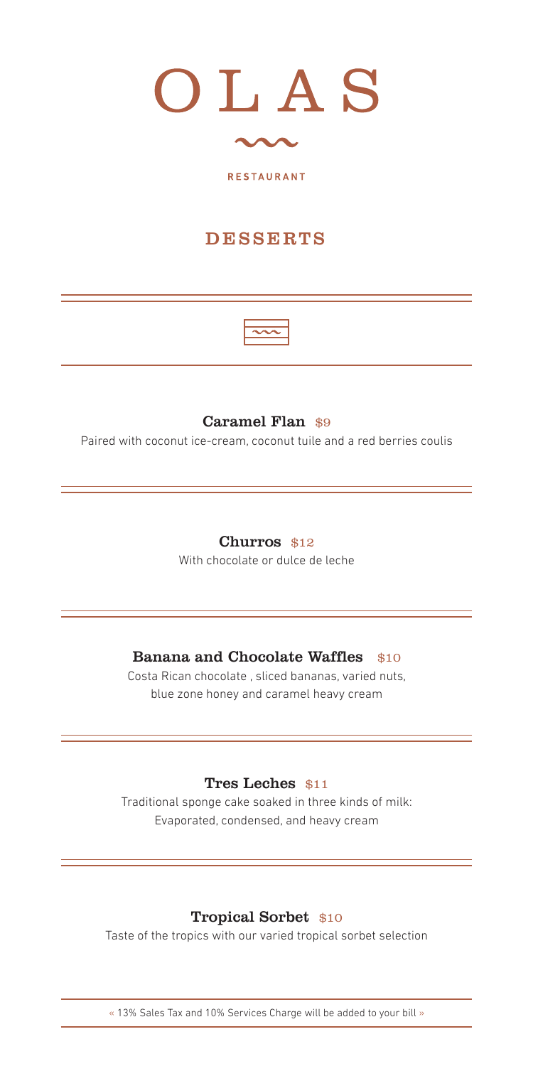# OLAS

RESTAURANT

## DESSERTS

### Caramel Flan $9

Paired with coconut ice-cream, coconut tuile and a red berries coulis

### Churros $12

With chocolate or dulce de leche

### Banana and Chocolate Waffles $10

Costa Rican chocolate , sliced bananas, varied nuts, blue zone honey and caramel heavy cream

### Tres Leches $11

Traditional sponge cake soaked in three kinds of milk: Evaporated, condensed, and heavy cream

### Tropical Sorbet $10

Taste of the tropics with our varied tropical sorbet selection

« 13% Sales Tax and 10% Services Charge will be added to your bill »